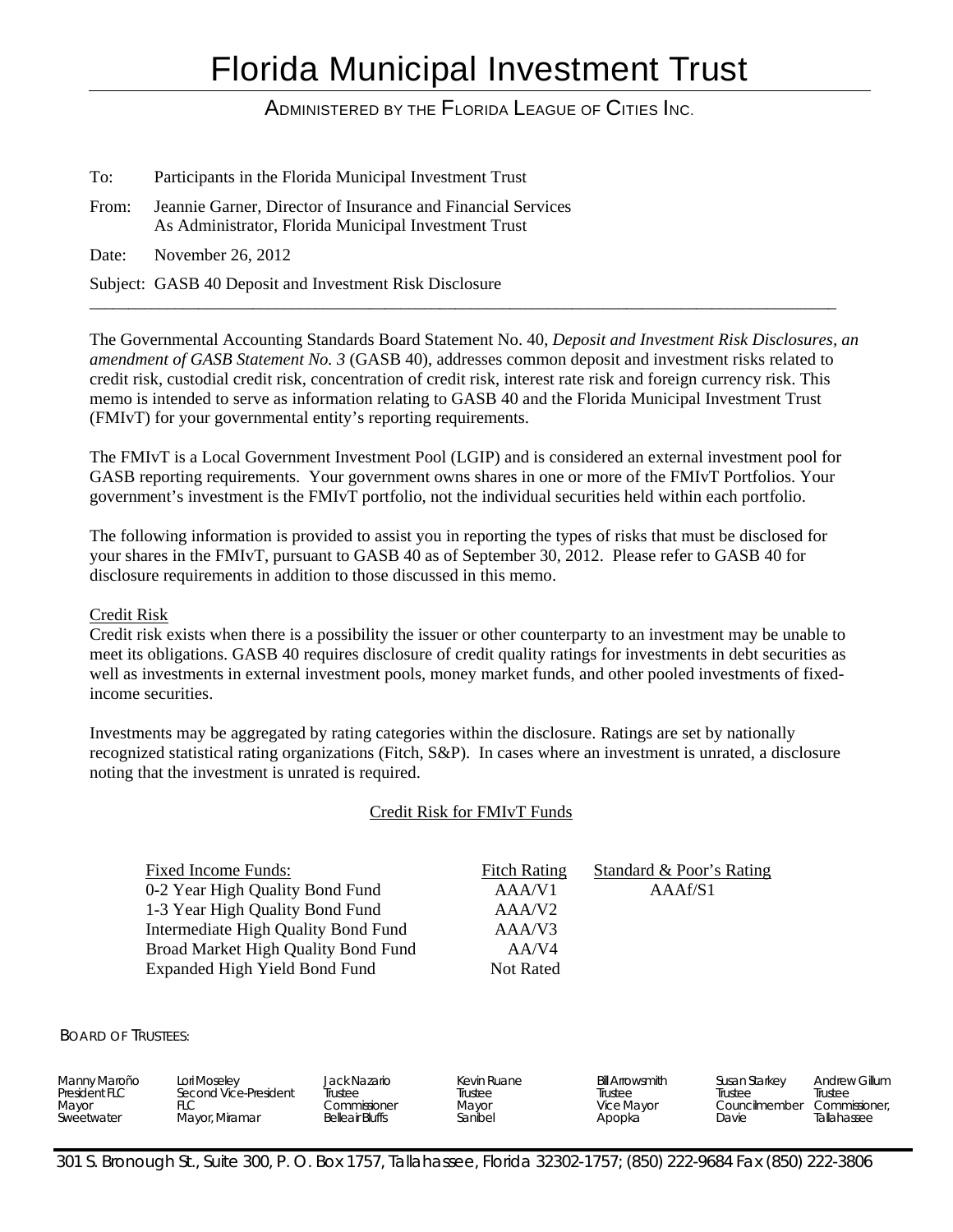# Florida Municipal Investment Trust

ADMINISTERED BY THE FLORIDA LEAGUE OF CITIES INC.

To: Participants in the Florida Municipal Investment Trust

From: Jeannie Garner, Director of Insurance and Financial Services
As Administrator, Florida Municipal Investment Trust

Date: November 26, 2012

Subject: GASB 40 Deposit and Investment Risk Disclosure

---

The Governmental Accounting Standards Board Statement No. 40, *Deposit and Investment Risk Disclosures, an amendment of GASB Statement No. 3* (GASB 40), addresses common deposit and investment risks related to credit risk, custodial credit risk, concentration of credit risk, interest rate risk and foreign currency risk. This memo is intended to serve as information relating to GASB 40 and the Florida Municipal Investment Trust (FMIvT) for your governmental entity's reporting requirements.

The FMIvT is a Local Government Investment Pool (LGIP) and is considered an external investment pool for GASB reporting requirements. Your government owns shares in one or more of the FMIvT Portfolios. Your government's investment is the FMIvT portfolio, not the individual securities held within each portfolio.

The following information is provided to assist you in reporting the types of risks that must be disclosed for your shares in the FMIvT, pursuant to GASB 40 as of September 30, 2012. Please refer to GASB 40 for disclosure requirements in addition to those discussed in this memo.

Credit Risk

Credit risk exists when there is a possibility the issuer or other counterparty to an investment may be unable to meet its obligations. GASB 40 requires disclosure of credit quality ratings for investments in debt securities as well as investments in external investment pools, money market funds, and other pooled investments of fixed-income securities.

Investments may be aggregated by rating categories within the disclosure. Ratings are set by nationally recognized statistical rating organizations (Fitch, S&P). In cases where an investment is unrated, a disclosure noting that the investment is unrated is required.

Credit Risk for FMIvT Funds

| Fixed Income Funds: | Fitch Rating | Standard & Poor's Rating |
|---|---|---|
| 0-2 Year High Quality Bond Fund | AAA/V1 | AAAf/S1 |
| 1-3 Year High Quality Bond Fund | AAA/V2 | |
| Intermediate High Quality Bond Fund | AAA/V3 | |
| Broad Market High Quality Bond Fund | AA/V4 | |
| Expanded High Yield Bond Fund | Not Rated | |

BOARD OF TRUSTEES:

Manny Maroño, President FLC, Mayor, Sweetwater
Lori Moseley, Second Vice-President FLC, Mayor, Miramar
Jack Nazario, Trustee, Commissioner, Belleair Bluffs
Kevin Ruane, Trustee, Mayor, Sanibel
Bill Arrowsmith, Trustee, Vice Mayor, Apopka
Susan Starkey, Trustee, Councilmember, Davie
Andrew Gillum, Trustee, Commissioner, Tallahassee

301 S. Bronough St., Suite 300, P. O. Box 1757, Tallahassee, Florida 32302-1757; (850) 222-9684 Fax (850) 222-3806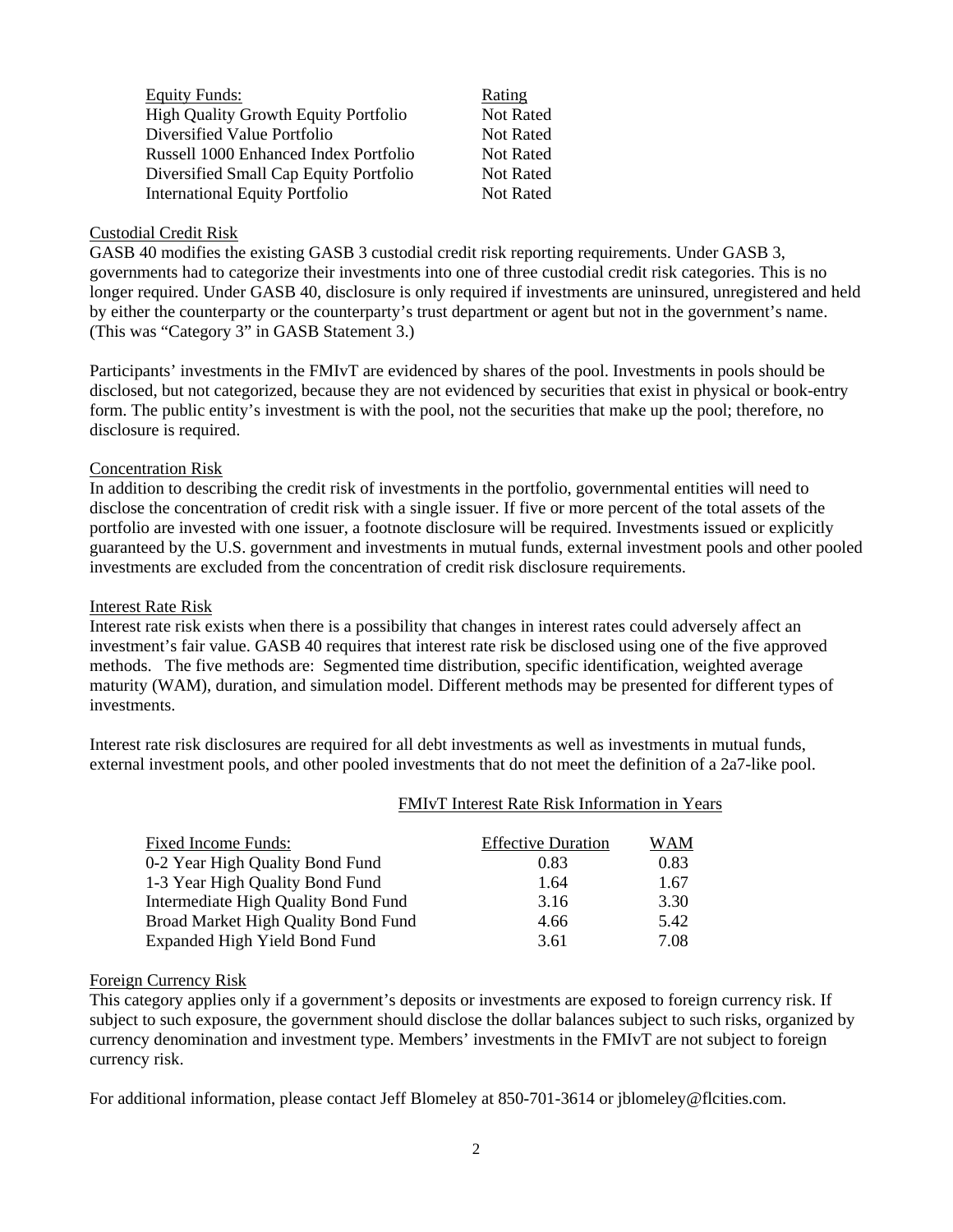| Equity Funds: | Rating |
| --- | --- |
| High Quality Growth Equity Portfolio | Not Rated |
| Diversified Value Portfolio | Not Rated |
| Russell 1000 Enhanced Index Portfolio | Not Rated |
| Diversified Small Cap Equity Portfolio | Not Rated |
| International Equity Portfolio | Not Rated |

Custodial Credit Risk

GASB 40 modifies the existing GASB 3 custodial credit risk reporting requirements. Under GASB 3, governments had to categorize their investments into one of three custodial credit risk categories. This is no longer required. Under GASB 40, disclosure is only required if investments are uninsured, unregistered and held by either the counterparty or the counterparty's trust department or agent but not in the government's name. (This was "Category 3" in GASB Statement 3.)

Participants' investments in the FMIvT are evidenced by shares of the pool. Investments in pools should be disclosed, but not categorized, because they are not evidenced by securities that exist in physical or book-entry form. The public entity's investment is with the pool, not the securities that make up the pool; therefore, no disclosure is required.

Concentration Risk

In addition to describing the credit risk of investments in the portfolio, governmental entities will need to disclose the concentration of credit risk with a single issuer. If five or more percent of the total assets of the portfolio are invested with one issuer, a footnote disclosure will be required. Investments issued or explicitly guaranteed by the U.S. government and investments in mutual funds, external investment pools and other pooled investments are excluded from the concentration of credit risk disclosure requirements.

Interest Rate Risk

Interest rate risk exists when there is a possibility that changes in interest rates could adversely affect an investment's fair value. GASB 40 requires that interest rate risk be disclosed using one of the five approved methods. The five methods are: Segmented time distribution, specific identification, weighted average maturity (WAM), duration, and simulation model. Different methods may be presented for different types of investments.

Interest rate risk disclosures are required for all debt investments as well as investments in mutual funds, external investment pools, and other pooled investments that do not meet the definition of a 2a7-like pool.

FMIvT Interest Rate Risk Information in Years

| Fixed Income Funds: | Effective Duration | WAM |
| --- | --- | --- |
| 0-2 Year High Quality Bond Fund | 0.83 | 0.83 |
| 1-3 Year High Quality Bond Fund | 1.64 | 1.67 |
| Intermediate High Quality Bond Fund | 3.16 | 3.30 |
| Broad Market High Quality Bond Fund | 4.66 | 5.42 |
| Expanded High Yield Bond Fund | 3.61 | 7.08 |

Foreign Currency Risk

This category applies only if a government's deposits or investments are exposed to foreign currency risk. If subject to such exposure, the government should disclose the dollar balances subject to such risks, organized by currency denomination and investment type. Members' investments in the FMIvT are not subject to foreign currency risk.

For additional information, please contact Jeff Blomeley at 850-701-3614 or jblomeley@flcities.com.